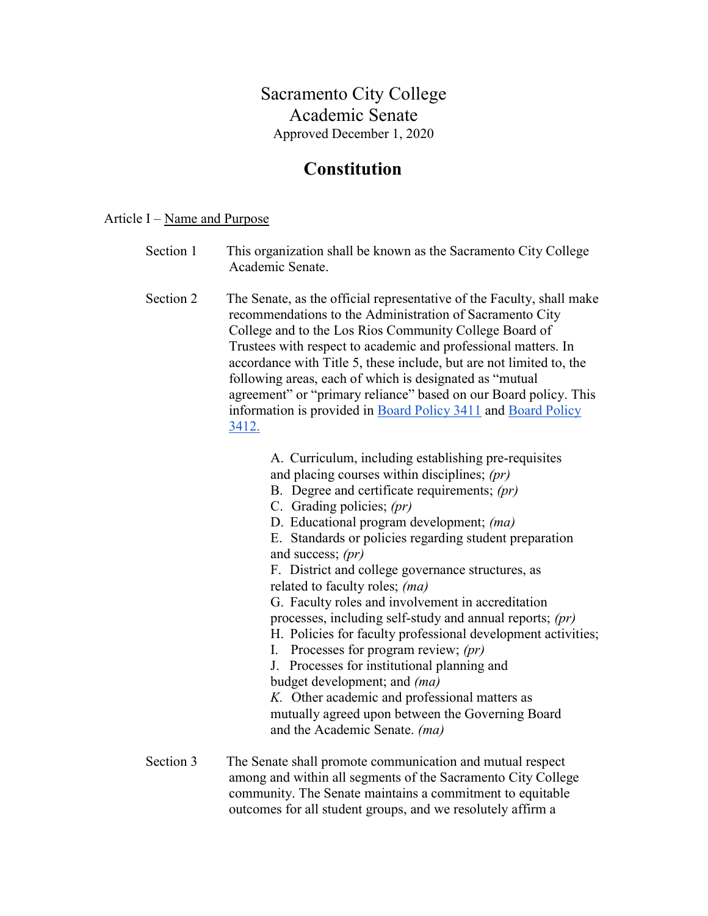# Sacramento City College
# Academic Senate

Approved December 1, 2020

## Constitution

Article I – Name and Purpose

Section 1 This organization shall be known as the Sacramento City College Academic Senate.

Section 2 The Senate, as the official representative of the Faculty, shall make recommendations to the Administration of Sacramento City College and to the Los Rios Community College Board of Trustees with respect to academic and professional matters. In accordance with Title 5, these include, but are not limited to, the following areas, each of which is designated as "mutual agreement" or "primary reliance" based on our Board policy. This information is provided in [Board Policy 3411] and [Board Policy 3412.]

A. Curriculum, including establishing pre-requisites and placing courses within disciplines; *(pr)*
B. Degree and certificate requirements; *(pr)*
C. Grading policies; *(pr)*
D. Educational program development; *(ma)*
E. Standards or policies regarding student preparation and success; *(pr)*
F. District and college governance structures, as related to faculty roles; *(ma)*
G. Faculty roles and involvement in accreditation processes, including self-study and annual reports; *(pr)*
H. Policies for faculty professional development activities;
I. Processes for program review; *(pr)*
J. Processes for institutional planning and budget development; and *(ma)*
*K.* Other academic and professional matters as mutually agreed upon between the Governing Board and the Academic Senate. *(ma)*

Section 3 The Senate shall promote communication and mutual respect among and within all segments of the Sacramento City College community. The Senate maintains a commitment to equitable outcomes for all student groups, and we resolutely affirm a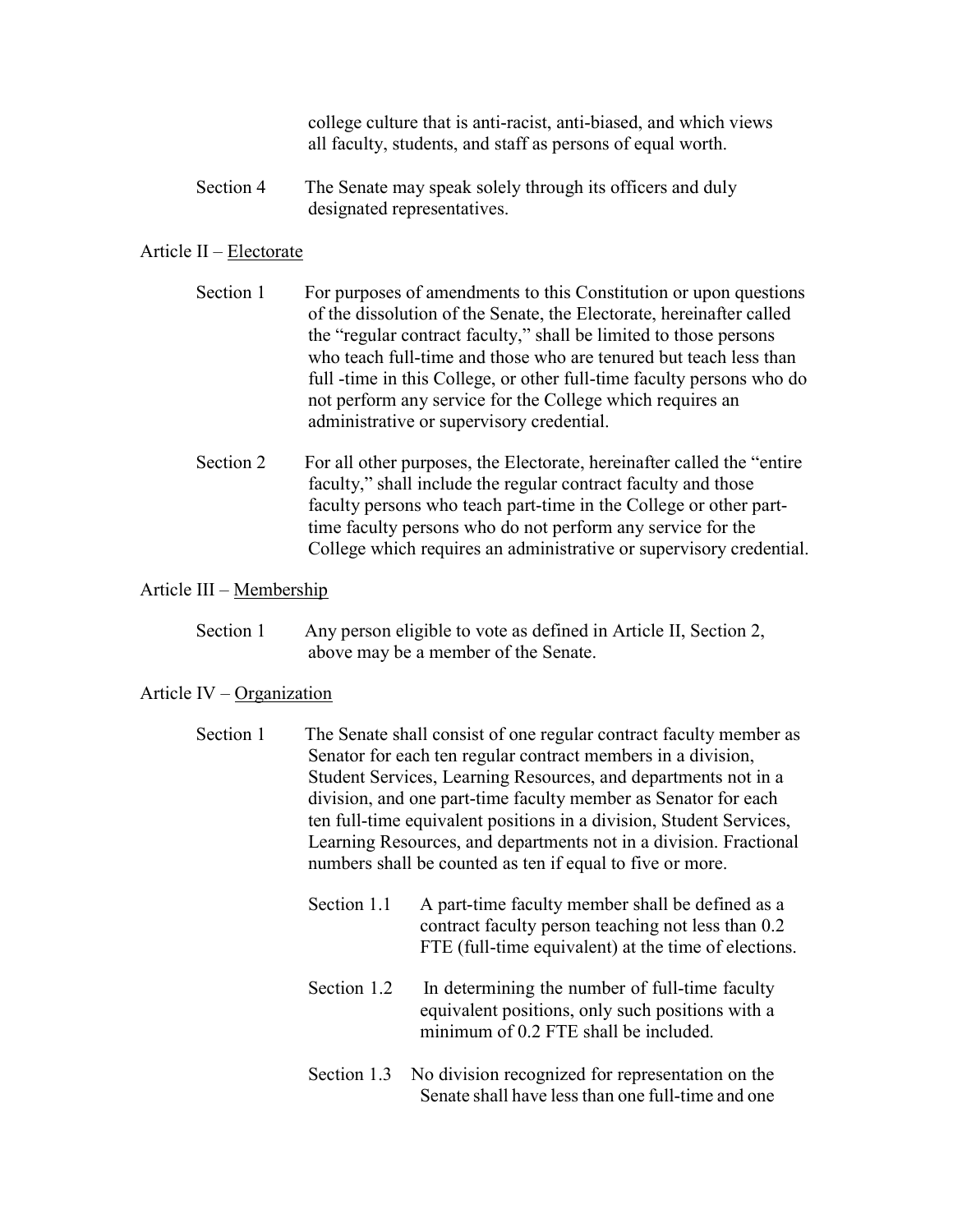college culture that is anti-racist, anti-biased, and which views all faculty, students, and staff as persons of equal worth.

Section 4 The Senate may speak solely through its officers and duly designated representatives.

## Article II – Electorate

Section 1 For purposes of amendments to this Constitution or upon questions of the dissolution of the Senate, the Electorate, hereinafter called the "regular contract faculty," shall be limited to those persons who teach full-time and those who are tenured but teach less than full -time in this College, or other full-time faculty persons who do not perform any service for the College which requires an administrative or supervisory credential.

Section 2 For all other purposes, the Electorate, hereinafter called the "entire faculty," shall include the regular contract faculty and those faculty persons who teach part-time in the College or other part-time faculty persons who do not perform any service for the College which requires an administrative or supervisory credential.

## Article III – Membership

Section 1 Any person eligible to vote as defined in Article II, Section 2, above may be a member of the Senate.

## Article IV – Organization

Section 1 The Senate shall consist of one regular contract faculty member as Senator for each ten regular contract members in a division, Student Services, Learning Resources, and departments not in a division, and one part-time faculty member as Senator for each ten full-time equivalent positions in a division, Student Services, Learning Resources, and departments not in a division. Fractional numbers shall be counted as ten if equal to five or more.

Section 1.1 A part-time faculty member shall be defined as a contract faculty person teaching not less than 0.2 FTE (full-time equivalent) at the time of elections.

Section 1.2 In determining the number of full-time faculty equivalent positions, only such positions with a minimum of 0.2 FTE shall be included.

Section 1.3 No division recognized for representation on the Senate shall have less than one full-time and one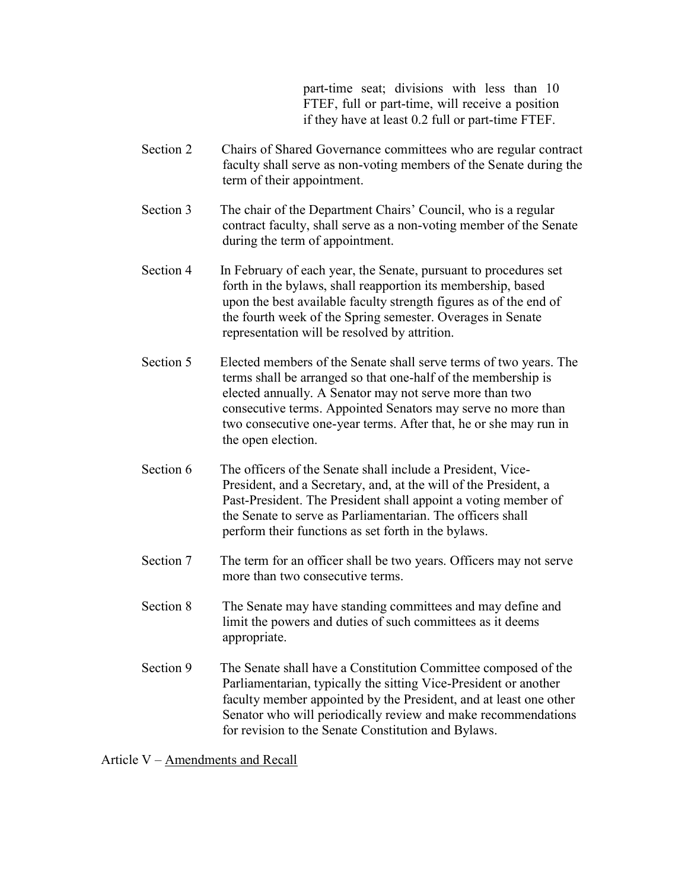part-time seat; divisions with less than 10 FTEF, full or part-time, will receive a position if they have at least 0.2 full or part-time FTEF.

Section 2 Chairs of Shared Governance committees who are regular contract faculty shall serve as non-voting members of the Senate during the term of their appointment.

Section 3 The chair of the Department Chairs' Council, who is a regular contract faculty, shall serve as a non-voting member of the Senate during the term of appointment.

Section 4 In February of each year, the Senate, pursuant to procedures set forth in the bylaws, shall reapportion its membership, based upon the best available faculty strength figures as of the end of the fourth week of the Spring semester. Overages in Senate representation will be resolved by attrition.

Section 5 Elected members of the Senate shall serve terms of two years. The terms shall be arranged so that one-half of the membership is elected annually. A Senator may not serve more than two consecutive terms. Appointed Senators may serve no more than two consecutive one-year terms. After that, he or she may run in the open election.

Section 6 The officers of the Senate shall include a President, Vice-President, and a Secretary, and, at the will of the President, a Past-President. The President shall appoint a voting member of the Senate to serve as Parliamentarian. The officers shall perform their functions as set forth in the bylaws.

Section 7 The term for an officer shall be two years. Officers may not serve more than two consecutive terms.

Section 8 The Senate may have standing committees and may define and limit the powers and duties of such committees as it deems appropriate.

Section 9 The Senate shall have a Constitution Committee composed of the Parliamentarian, typically the sitting Vice-President or another faculty member appointed by the President, and at least one other Senator who will periodically review and make recommendations for revision to the Senate Constitution and Bylaws.

Article V – Amendments and Recall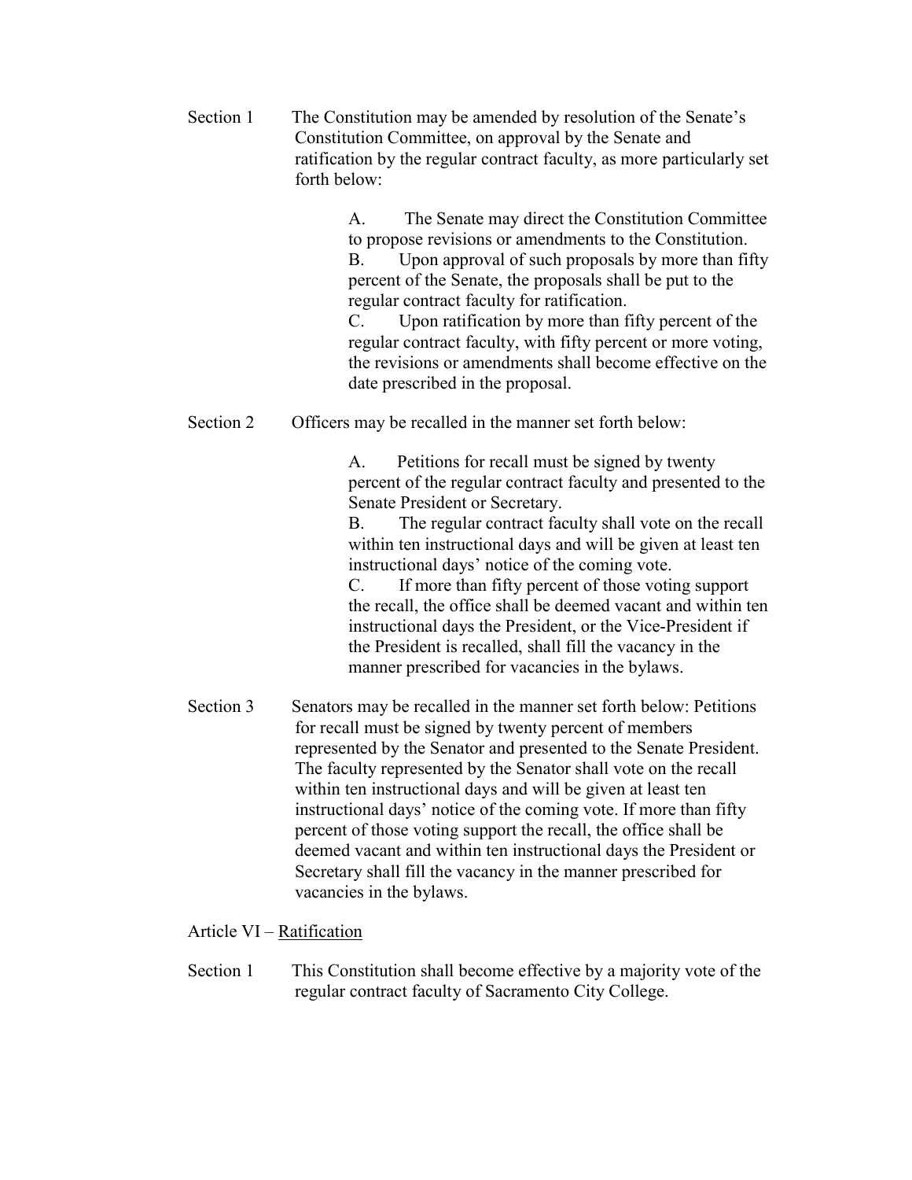Section 1 The Constitution may be amended by resolution of the Senate's Constitution Committee, on approval by the Senate and ratification by the regular contract faculty, as more particularly set forth below:

A. The Senate may direct the Constitution Committee to propose revisions or amendments to the Constitution.

B. Upon approval of such proposals by more than fifty percent of the Senate, the proposals shall be put to the regular contract faculty for ratification.

C. Upon ratification by more than fifty percent of the regular contract faculty, with fifty percent or more voting, the revisions or amendments shall become effective on the date prescribed in the proposal.

Section 2 Officers may be recalled in the manner set forth below:

A. Petitions for recall must be signed by twenty percent of the regular contract faculty and presented to the Senate President or Secretary.

B. The regular contract faculty shall vote on the recall within ten instructional days and will be given at least ten instructional days' notice of the coming vote.

C. If more than fifty percent of those voting support the recall, the office shall be deemed vacant and within ten instructional days the President, or the Vice-President if the President is recalled, shall fill the vacancy in the manner prescribed for vacancies in the bylaws.

Section 3 Senators may be recalled in the manner set forth below: Petitions for recall must be signed by twenty percent of members represented by the Senator and presented to the Senate President. The faculty represented by the Senator shall vote on the recall within ten instructional days and will be given at least ten instructional days' notice of the coming vote. If more than fifty percent of those voting support the recall, the office shall be deemed vacant and within ten instructional days the President or Secretary shall fill the vacancy in the manner prescribed for vacancies in the bylaws.

## Article VI – Ratification

Section 1 This Constitution shall become effective by a majority vote of the regular contract faculty of Sacramento City College.